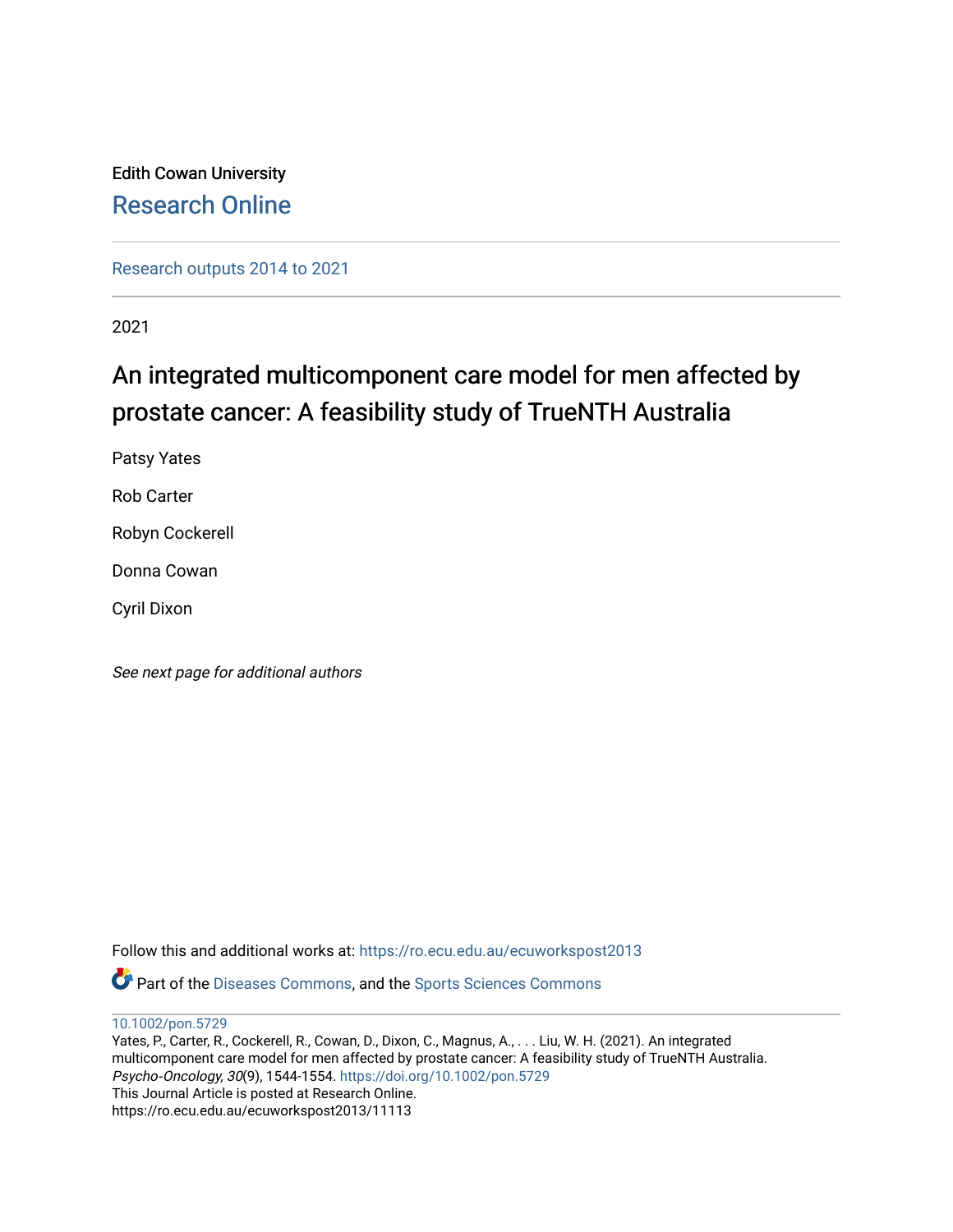Edith Cowan University

Research Online

Research outputs 2014 to 2021

2021

# An integrated multicomponent care model for men affected by prostate cancer: A feasibility study of TrueNTH Australia

Patsy Yates

Rob Carter

Robyn Cockerell

Donna Cowan

Cyril Dixon

*See next page for additional authors*

Follow this and additional works at: https://ro.ecu.edu.au/ecuworkspost2013

Part of the Diseases Commons, and the Sports Sciences Commons

10.1002/pon.5729

Yates, P., Carter, R., Cockerell, R., Cowan, D., Dixon, C., Magnus, A., . . . Liu, W. H. (2021). An integrated multicomponent care model for men affected by prostate cancer: A feasibility study of TrueNTH Australia. *Psycho-Oncology, 30*(9), 1544-1554. https://doi.org/10.1002/pon.5729

This Journal Article is posted at Research Online.

https://ro.ecu.edu.au/ecuworkspost2013/11113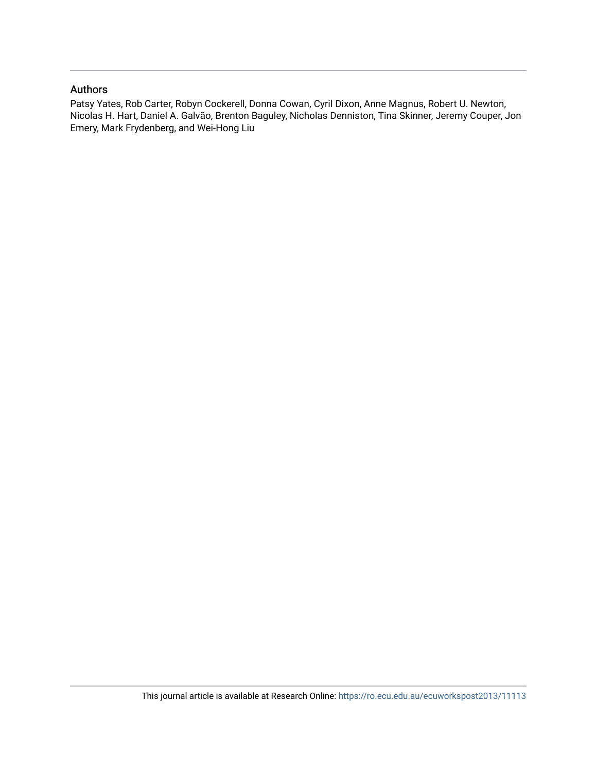## Authors

Patsy Yates, Rob Carter, Robyn Cockerell, Donna Cowan, Cyril Dixon, Anne Magnus, Robert U. Newton, Nicolas H. Hart, Daniel A. Galvão, Brenton Baguley, Nicholas Denniston, Tina Skinner, Jeremy Couper, Jon Emery, Mark Frydenberg, and Wei-Hong Liu

This journal article is available at Research Online: https://ro.ecu.edu.au/ecuworkspost2013/11113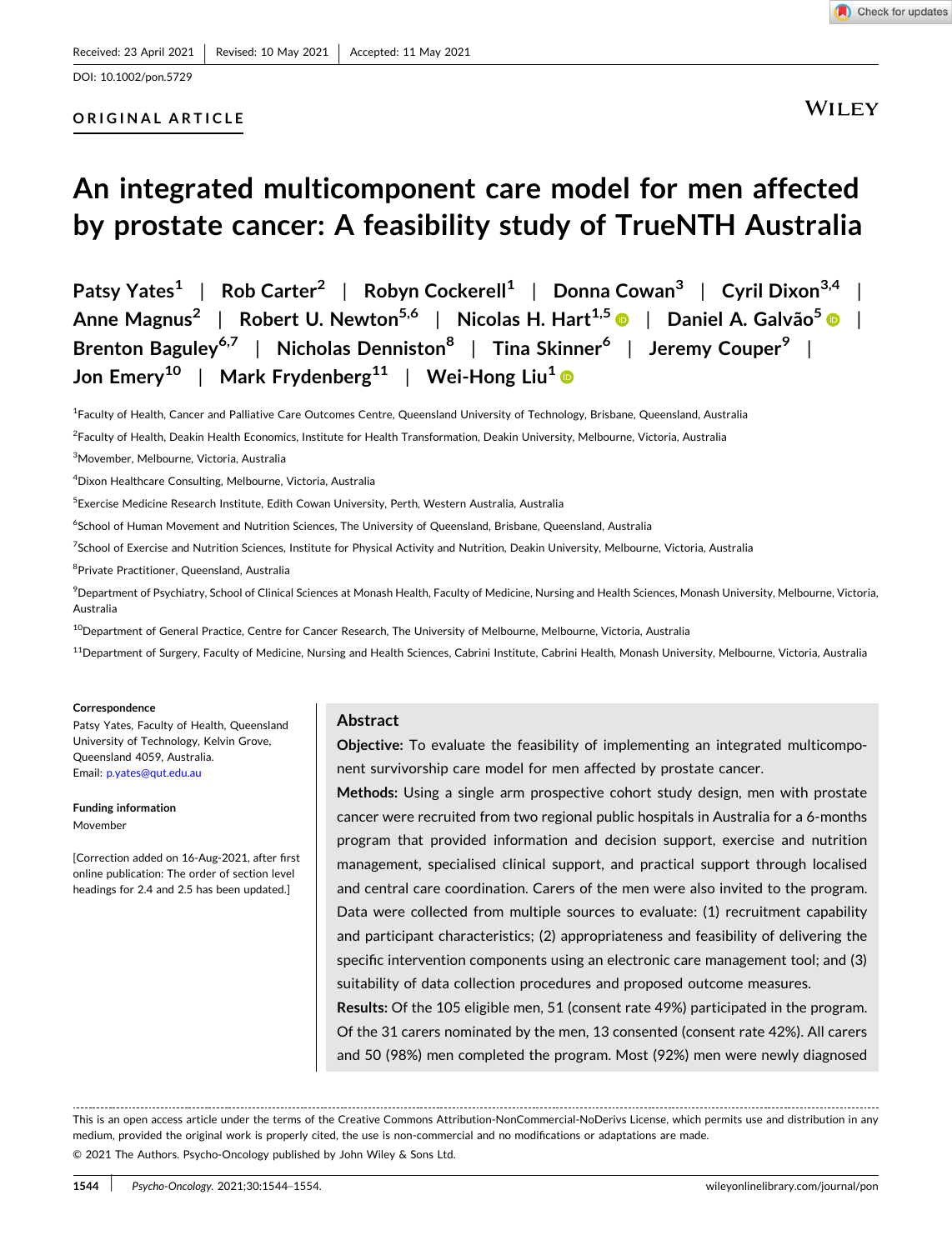Received: 23 April 2021 | Revised: 10 May 2021 | Accepted: 11 May 2021

DOI: 10.1002/pon.5729

ORIGINAL ARTICLE

# An integrated multicomponent care model for men affected by prostate cancer: A feasibility study of TrueNTH Australia

Patsy Yates[1] | Rob Carter[2] | Robyn Cockerell[1] | Donna Cowan[3] | Cyril Dixon[3,4] | Anne Magnus[2] | Robert U. Newton[5,6] | Nicolas H. Hart[1,5] | Daniel A. Galvão[5] | Brenton Baguley[6,7] | Nicholas Denniston[8] | Tina Skinner[6] | Jeremy Couper[9] | Jon Emery[10] | Mark Frydenberg[11] | Wei-Hong Liu[1]

[1]Faculty of Health, Cancer and Palliative Care Outcomes Centre, Queensland University of Technology, Brisbane, Queensland, Australia

[2]Faculty of Health, Deakin Health Economics, Institute for Health Transformation, Deakin University, Melbourne, Victoria, Australia

[3]Movember, Melbourne, Victoria, Australia

[4]Dixon Healthcare Consulting, Melbourne, Victoria, Australia

[5]Exercise Medicine Research Institute, Edith Cowan University, Perth, Western Australia, Australia

[6]School of Human Movement and Nutrition Sciences, The University of Queensland, Brisbane, Queensland, Australia

[7]School of Exercise and Nutrition Sciences, Institute for Physical Activity and Nutrition, Deakin University, Melbourne, Victoria, Australia

[8]Private Practitioner, Queensland, Australia

[9]Department of Psychiatry, School of Clinical Sciences at Monash Health, Faculty of Medicine, Nursing and Health Sciences, Monash University, Melbourne, Victoria, Australia

[10]Department of General Practice, Centre for Cancer Research, The University of Melbourne, Melbourne, Victoria, Australia

[11]Department of Surgery, Faculty of Medicine, Nursing and Health Sciences, Cabrini Institute, Cabrini Health, Monash University, Melbourne, Victoria, Australia

**Correspondence**
Patsy Yates, Faculty of Health, Queensland University of Technology, Kelvin Grove, Queensland 4059, Australia.
Email: p.yates@qut.edu.au

**Funding information**
Movember

[Correction added on 16-Aug-2021, after first online publication: The order of section level headings for 2.4 and 2.5 has been updated.]

## Abstract

**Objective:** To evaluate the feasibility of implementing an integrated multicomponent survivorship care model for men affected by prostate cancer.

**Methods:** Using a single arm prospective cohort study design, men with prostate cancer were recruited from two regional public hospitals in Australia for a 6-months program that provided information and decision support, exercise and nutrition management, specialised clinical support, and practical support through localised and central care coordination. Carers of the men were also invited to the program. Data were collected from multiple sources to evaluate: (1) recruitment capability and participant characteristics; (2) appropriateness and feasibility of delivering the specific intervention components using an electronic care management tool; and (3) suitability of data collection procedures and proposed outcome measures.

**Results:** Of the 105 eligible men, 51 (consent rate 49%) participated in the program. Of the 31 carers nominated by the men, 13 consented (consent rate 42%). All carers and 50 (98%) men completed the program. Most (92%) men were newly diagnosed

This is an open access article under the terms of the Creative Commons Attribution-NonCommercial-NoDerivs License, which permits use and distribution in any medium, provided the original work is properly cited, the use is non-commercial and no modifications or adaptations are made.
© 2021 The Authors. Psycho-Oncology published by John Wiley & Sons Ltd.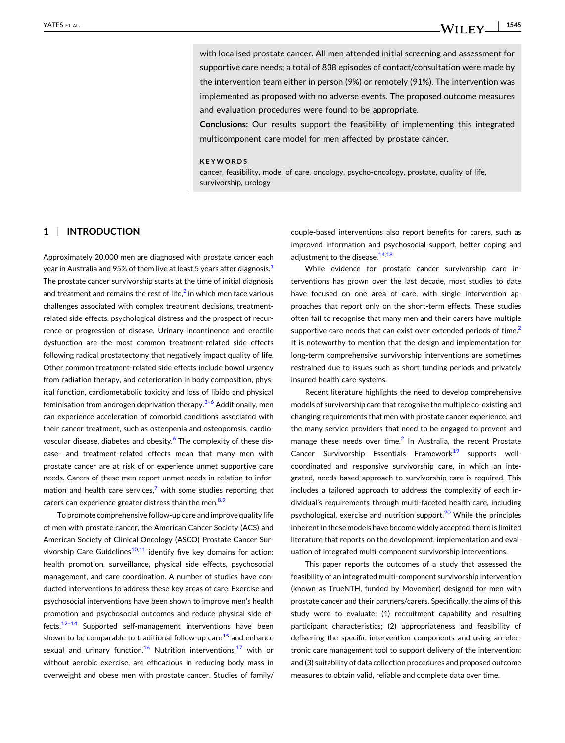with localised prostate cancer. All men attended initial screening and assessment for supportive care needs; a total of 838 episodes of contact/consultation were made by the intervention team either in person (9%) or remotely (91%). The intervention was implemented as proposed with no adverse events. The proposed outcome measures and evaluation procedures were found to be appropriate.

**Conclusions:** Our results support the feasibility of implementing this integrated multicomponent care model for men affected by prostate cancer.

**KEYWORDS**

cancer, feasibility, model of care, oncology, psycho-oncology, prostate, quality of life, survivorship, urology

## 1 | INTRODUCTION

Approximately 20,000 men are diagnosed with prostate cancer each year in Australia and 95% of them live at least 5 years after diagnosis.[1] The prostate cancer survivorship starts at the time of initial diagnosis and treatment and remains the rest of life,[2] in which men face various challenges associated with complex treatment decisions, treatment-related side effects, psychological distress and the prospect of recurrence or progression of disease. Urinary incontinence and erectile dysfunction are the most common treatment-related side effects following radical prostatectomy that negatively impact quality of life. Other common treatment-related side effects include bowel urgency from radiation therapy, and deterioration in body composition, physical function, cardiometabolic toxicity and loss of libido and physical feminisation from androgen deprivation therapy.[3–6] Additionally, men can experience acceleration of comorbid conditions associated with their cancer treatment, such as osteopenia and osteoporosis, cardiovascular disease, diabetes and obesity.[6] The complexity of these disease- and treatment-related effects mean that many men with prostate cancer are at risk of or experience unmet supportive care needs. Carers of these men report unmet needs in relation to information and health care services,[7] with some studies reporting that carers can experience greater distress than the men.[8,9]

To promote comprehensive follow-up care and improve quality life of men with prostate cancer, the American Cancer Society (ACS) and American Society of Clinical Oncology (ASCO) Prostate Cancer Survivorship Care Guidelines[10,11] identify five key domains for action: health promotion, surveillance, physical side effects, psychosocial management, and care coordination. A number of studies have conducted interventions to address these key areas of care. Exercise and psychosocial interventions have been shown to improve men's health promotion and psychosocial outcomes and reduce physical side effects.[12–14] Supported self-management interventions have been shown to be comparable to traditional follow-up care[15] and enhance sexual and urinary function.[16] Nutrition interventions,[17] with or without aerobic exercise, are efficacious in reducing body mass in overweight and obese men with prostate cancer. Studies of family/couple-based interventions also report benefits for carers, such as improved information and psychosocial support, better coping and adjustment to the disease.[14,18]

While evidence for prostate cancer survivorship care interventions has grown over the last decade, most studies to date have focused on one area of care, with single intervention approaches that report only on the short-term effects. These studies often fail to recognise that many men and their carers have multiple supportive care needs that can exist over extended periods of time.[2] It is noteworthy to mention that the design and implementation for long-term comprehensive survivorship interventions are sometimes restrained due to issues such as short funding periods and privately insured health care systems.

Recent literature highlights the need to develop comprehensive models of survivorship care that recognise the multiple co-existing and changing requirements that men with prostate cancer experience, and the many service providers that need to be engaged to prevent and manage these needs over time.[2] In Australia, the recent Prostate Cancer Survivorship Essentials Framework[19] supports well-coordinated and responsive survivorship care, in which an integrated, needs-based approach to survivorship care is required. This includes a tailored approach to address the complexity of each individual's requirements through multi-faceted health care, including psychological, exercise and nutrition support.[20] While the principles inherent in these models have become widely accepted, there is limited literature that reports on the development, implementation and evaluation of integrated multi-component survivorship interventions.

This paper reports the outcomes of a study that assessed the feasibility of an integrated multi-component survivorship intervention (known as TrueNTH, funded by Movember) designed for men with prostate cancer and their partners/carers. Specifically, the aims of this study were to evaluate: (1) recruitment capability and resulting participant characteristics; (2) appropriateness and feasibility of delivering the specific intervention components and using an electronic care management tool to support delivery of the intervention; and (3) suitability of data collection procedures and proposed outcome measures to obtain valid, reliable and complete data over time.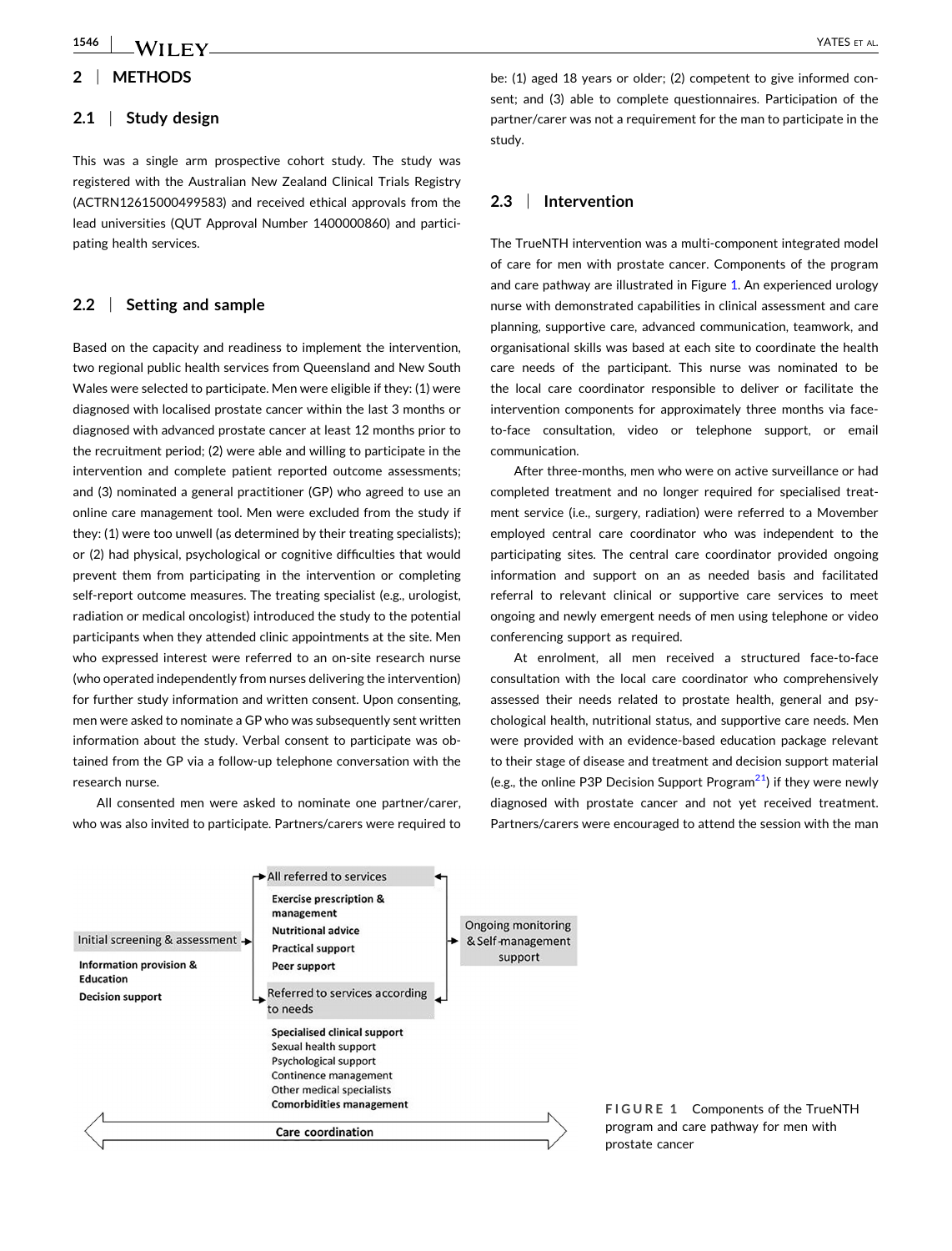## 2 | METHODS

### 2.1 | Study design

This was a single arm prospective cohort study. The study was registered with the Australian New Zealand Clinical Trials Registry (ACTRN12615000499583) and received ethical approvals from the lead universities (QUT Approval Number 1400000860) and participating health services.

### 2.2 | Setting and sample

Based on the capacity and readiness to implement the intervention, two regional public health services from Queensland and New South Wales were selected to participate. Men were eligible if they: (1) were diagnosed with localised prostate cancer within the last 3 months or diagnosed with advanced prostate cancer at least 12 months prior to the recruitment period; (2) were able and willing to participate in the intervention and complete patient reported outcome assessments; and (3) nominated a general practitioner (GP) who agreed to use an online care management tool. Men were excluded from the study if they: (1) were too unwell (as determined by their treating specialists); or (2) had physical, psychological or cognitive difficulties that would prevent them from participating in the intervention or completing self-report outcome measures. The treating specialist (e.g., urologist, radiation or medical oncologist) introduced the study to the potential participants when they attended clinic appointments at the site. Men who expressed interest were referred to an on-site research nurse (who operated independently from nurses delivering the intervention) for further study information and written consent. Upon consenting, men were asked to nominate a GP who was subsequently sent written information about the study. Verbal consent to participate was obtained from the GP via a follow-up telephone conversation with the research nurse.

All consented men were asked to nominate one partner/carer, who was also invited to participate. Partners/carers were required to be: (1) aged 18 years or older; (2) competent to give informed consent; and (3) able to complete questionnaires. Participation of the partner/carer was not a requirement for the man to participate in the study.

### 2.3 | Intervention

The TrueNTH intervention was a multi-component integrated model of care for men with prostate cancer. Components of the program and care pathway are illustrated in Figure 1. An experienced urology nurse with demonstrated capabilities in clinical assessment and care planning, supportive care, advanced communication, teamwork, and organisational skills was based at each site to coordinate the health care needs of the participant. This nurse was nominated to be the local care coordinator responsible to deliver or facilitate the intervention components for approximately three months via face-to-face consultation, video or telephone support, or email communication.

After three-months, men who were on active surveillance or had completed treatment and no longer required for specialised treatment service (i.e., surgery, radiation) were referred to a Movember employed central care coordinator who was independent to the participating sites. The central care coordinator provided ongoing information and support on an as needed basis and facilitated referral to relevant clinical or supportive care services to meet ongoing and newly emergent needs of men using telephone or video conferencing support as required.

At enrolment, all men received a structured face-to-face consultation with the local care coordinator who comprehensively assessed their needs related to prostate health, general and psychological health, nutritional status, and supportive care needs. Men were provided with an evidence-based education package relevant to their stage of disease and treatment and decision support material (e.g., the online P3P Decision Support Program[21]) if they were newly diagnosed with prostate cancer and not yet received treatment. Partners/carers were encouraged to attend the session with the man

Initial screening & assessment
**Information provision & Education**
**Decision support**

All referred to services
**Exercise prescription & management**
**Nutritional advice**
**Practical support**
**Peer support**

Referred to services according to needs
**Specialised clinical support**
Sexual health support
Psychological support
Continence management
Other medical specialists
**Comorbidities management**

Ongoing monitoring & Self-management support

Care coordination

**FIGURE 1** Components of the TrueNTH program and care pathway for men with prostate cancer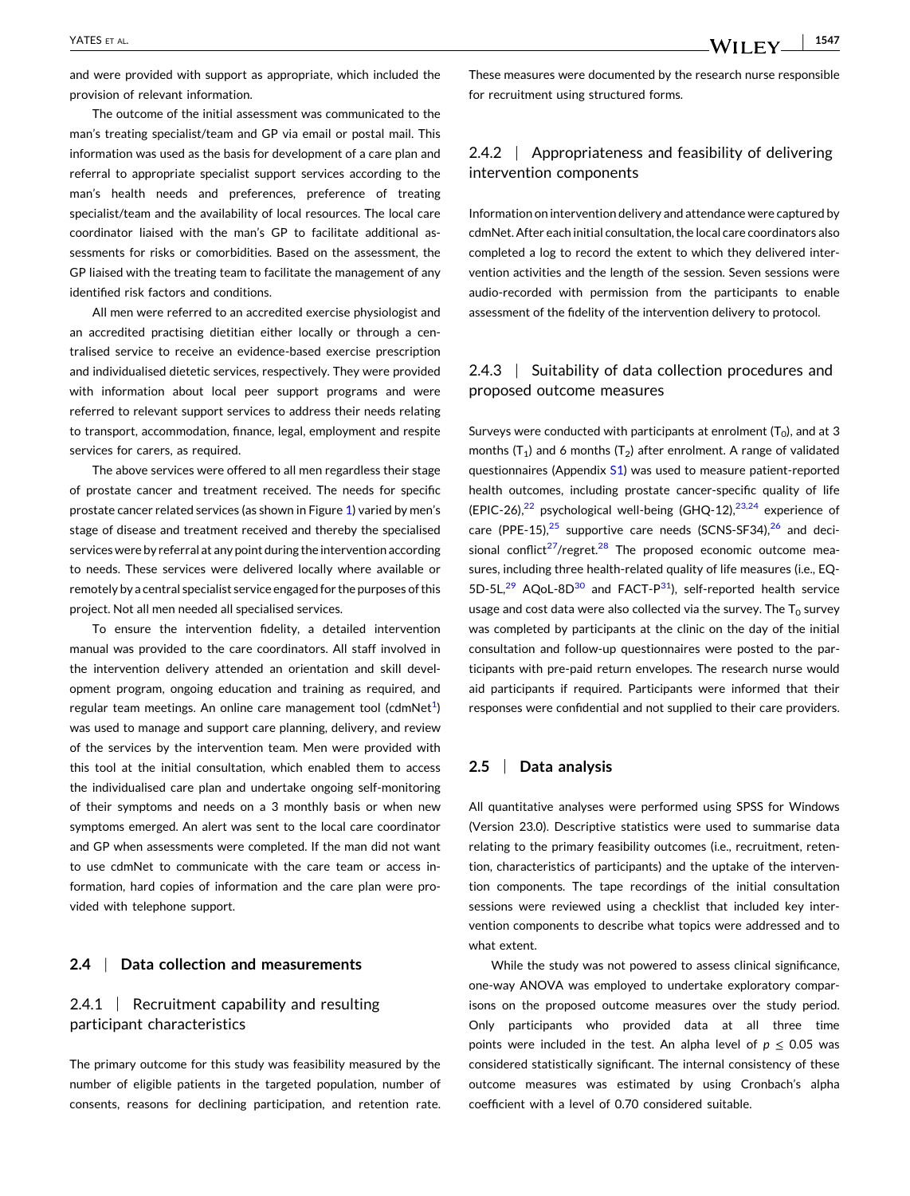and were provided with support as appropriate, which included the provision of relevant information.

The outcome of the initial assessment was communicated to the man's treating specialist/team and GP via email or postal mail. This information was used as the basis for development of a care plan and referral to appropriate specialist support services according to the man's health needs and preferences, preference of treating specialist/team and the availability of local resources. The local care coordinator liaised with the man's GP to facilitate additional assessments for risks or comorbidities. Based on the assessment, the GP liaised with the treating team to facilitate the management of any identified risk factors and conditions.

All men were referred to an accredited exercise physiologist and an accredited practising dietitian either locally or through a centralised service to receive an evidence-based exercise prescription and individualised dietetic services, respectively. They were provided with information about local peer support programs and were referred to relevant support services to address their needs relating to transport, accommodation, finance, legal, employment and respite services for carers, as required.

The above services were offered to all men regardless their stage of prostate cancer and treatment received. The needs for specific prostate cancer related services (as shown in Figure 1) varied by men's stage of disease and treatment received and thereby the specialised services were by referral at any point during the intervention according to needs. These services were delivered locally where available or remotely by a central specialist service engaged for the purposes of this project. Not all men needed all specialised services.

To ensure the intervention fidelity, a detailed intervention manual was provided to the care coordinators. All staff involved in the intervention delivery attended an orientation and skill development program, ongoing education and training as required, and regular team meetings. An online care management tool (cdmNet[1]) was used to manage and support care planning, delivery, and review of the services by the intervention team. Men were provided with this tool at the initial consultation, which enabled them to access the individualised care plan and undertake ongoing self-monitoring of their symptoms and needs on a 3 monthly basis or when new symptoms emerged. An alert was sent to the local care coordinator and GP when assessments were completed. If the man did not want to use cdmNet to communicate with the care team or access information, hard copies of information and the care plan were provided with telephone support.

## 2.4 | Data collection and measurements

### 2.4.1 | Recruitment capability and resulting participant characteristics

The primary outcome for this study was feasibility measured by the number of eligible patients in the targeted population, number of consents, reasons for declining participation, and retention rate. These measures were documented by the research nurse responsible for recruitment using structured forms.

### 2.4.2 | Appropriateness and feasibility of delivering intervention components

Information on intervention delivery and attendance were captured by cdmNet. After each initial consultation, the local care coordinators also completed a log to record the extent to which they delivered intervention activities and the length of the session. Seven sessions were audio-recorded with permission from the participants to enable assessment of the fidelity of the intervention delivery to protocol.

### 2.4.3 | Suitability of data collection procedures and proposed outcome measures

Surveys were conducted with participants at enrolment ($T_0$), and at 3 months ($T_1$) and 6 months ($T_2$) after enrolment. A range of validated questionnaires (Appendix S1) was used to measure patient-reported health outcomes, including prostate cancer-specific quality of life (EPIC-26),[22] psychological well-being (GHQ-12),[23,24] experience of care (PPE-15),[25] supportive care needs (SCNS-SF34),[26] and decisional conflict[27]/regret.[28] The proposed economic outcome measures, including three health-related quality of life measures (i.e., EQ-5D-5L,[29] AQoL-8D[30] and FACT-P[31]), self-reported health service usage and cost data were also collected via the survey. The $T_0$ survey was completed by participants at the clinic on the day of the initial consultation and follow-up questionnaires were posted to the participants with pre-paid return envelopes. The research nurse would aid participants if required. Participants were informed that their responses were confidential and not supplied to their care providers.

## 2.5 | Data analysis

All quantitative analyses were performed using SPSS for Windows (Version 23.0). Descriptive statistics were used to summarise data relating to the primary feasibility outcomes (i.e., recruitment, retention, characteristics of participants) and the uptake of the intervention components. The tape recordings of the initial consultation sessions were reviewed using a checklist that included key intervention components to describe what topics were addressed and to what extent.

While the study was not powered to assess clinical significance, one-way ANOVA was employed to undertake exploratory comparisons on the proposed outcome measures over the study period. Only participants who provided data at all three time points were included in the test. An alpha level of $p \leq 0.05$ was considered statistically significant. The internal consistency of these outcome measures was estimated by using Cronbach's alpha coefficient with a level of 0.70 considered suitable.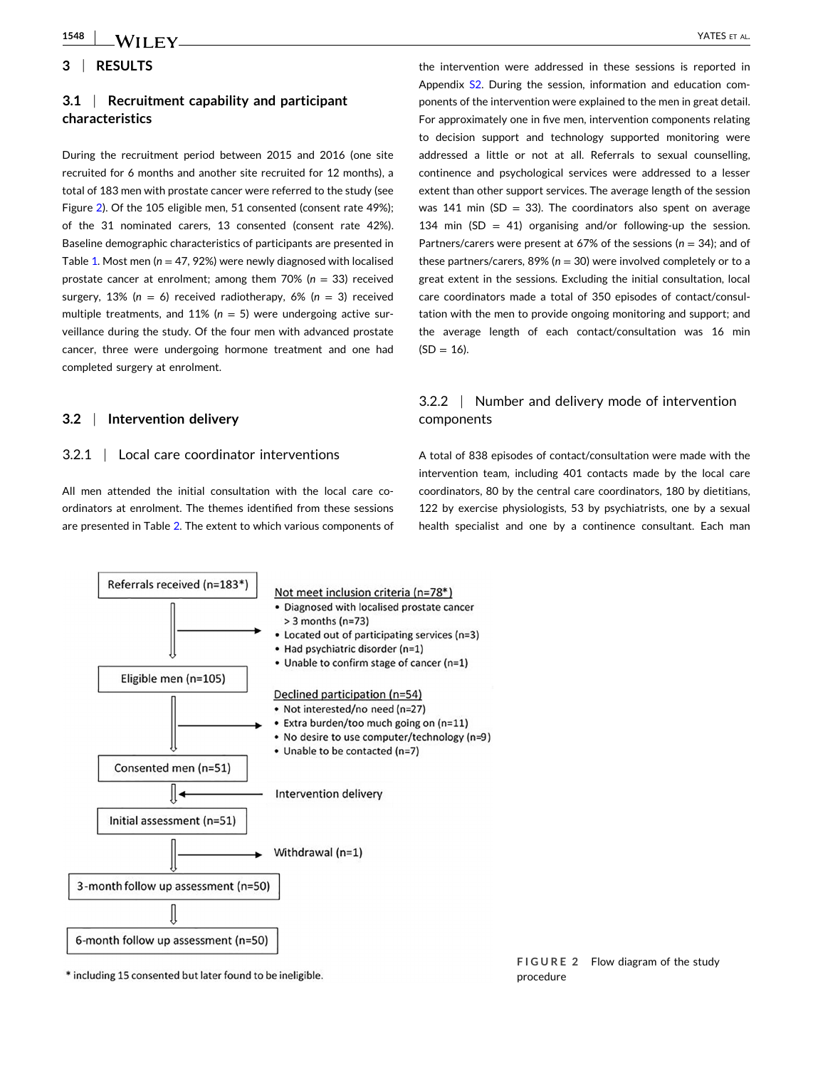## 3 | RESULTS

### 3.1 | Recruitment capability and participant characteristics

During the recruitment period between 2015 and 2016 (one site recruited for 6 months and another site recruited for 12 months), a total of 183 men with prostate cancer were referred to the study (see Figure 2). Of the 105 eligible men, 51 consented (consent rate 49%); of the 31 nominated carers, 13 consented (consent rate 42%). Baseline demographic characteristics of participants are presented in Table 1. Most men ($n = 47$, 92%) were newly diagnosed with localised prostate cancer at enrolment; among them 70% ($n = 33$) received surgery, 13% ($n = 6$) received radiotherapy, 6% ($n = 3$) received multiple treatments, and 11% ($n = 5$) were undergoing active surveillance during the study. Of the four men with advanced prostate cancer, three were undergoing hormone treatment and one had completed surgery at enrolment.

### 3.2 | Intervention delivery

#### 3.2.1 | Local care coordinator interventions

All men attended the initial consultation with the local care coordinators at enrolment. The themes identified from these sessions are presented in Table 2. The extent to which various components of the intervention were addressed in these sessions is reported in Appendix S2. During the session, information and education components of the intervention were explained to the men in great detail. For approximately one in five men, intervention components relating to decision support and technology supported monitoring were addressed a little or not at all. Referrals to sexual counselling, continence and psychological services were addressed to a lesser extent than other support services. The average length of the session was 141 min (SD = 33). The coordinators also spent on average 134 min (SD = 41) organising and/or following-up the session. Partners/carers were present at 67% of the sessions ($n = 34$); and of these partners/carers, 89% ($n = 30$) were involved completely or to a great extent in the sessions. Excluding the initial consultation, local care coordinators made a total of 350 episodes of contact/consultation with the men to provide ongoing monitoring and support; and the average length of each contact/consultation was 16 min (SD = 16).

#### 3.2.2 | Number and delivery mode of intervention components

A total of 838 episodes of contact/consultation were made with the intervention team, including 401 contacts made by the local care coordinators, 80 by the central care coordinators, 180 by dietitians, 122 by exercise physiologists, 53 by psychiatrists, one by a sexual health specialist and one by a continence consultant. Each man

Referrals received (n=183*)
→ Not meet inclusion criteria (n=78*)
- Diagnosed with localised prostate cancer > 3 months (n=73)
- Located out of participating services (n=3)
- Had psychiatric disorder (n=1)
- Unable to confirm stage of cancer (n=1)

Eligible men (n=105)
→ Declined participation (n=54)
- Not interested/no need (n=27)
- Extra burden/too much going on (n=11)
- No desire to use computer/technology (n=9)
- Unable to be contacted (n=7)

Consented men (n=51)
← Intervention delivery

Initial assessment (n=51)
→ Withdrawal (n=1)

3-month follow up assessment (n=50)

6-month follow up assessment (n=50)

* including 15 consented but later found to be ineligible.

FIGURE 2 Flow diagram of the study procedure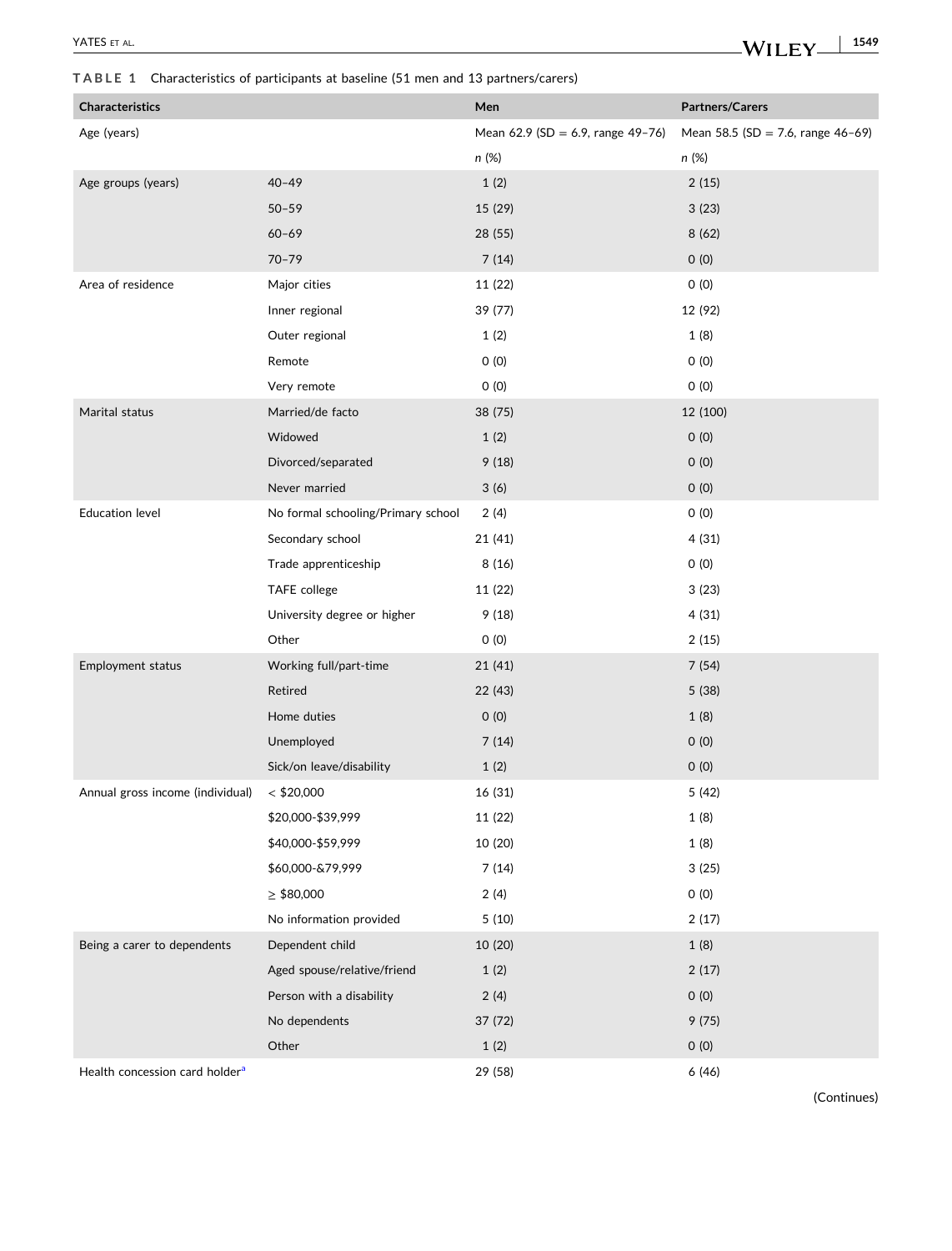**TABLE 1** Characteristics of participants at baseline (51 men and 13 partners/carers)

| Characteristics | | Men | Partners/Carers |
|---|---|---|---|
| Age (years) | | Mean 62.9 (SD = 6.9, range 49–76) | Mean 58.5 (SD = 7.6, range 46–69) |
| | | *n* (%) | *n* (%) |
| Age groups (years) | 40–49 | 1 (2) | 2 (15) |
| | 50–59 | 15 (29) | 3 (23) |
| | 60–69 | 28 (55) | 8 (62) |
| | 70–79 | 7 (14) | 0 (0) |
| Area of residence | Major cities | 11 (22) | 0 (0) |
| | Inner regional | 39 (77) | 12 (92) |
| | Outer regional | 1 (2) | 1 (8) |
| | Remote | 0 (0) | 0 (0) |
| | Very remote | 0 (0) | 0 (0) |
| Marital status | Married/de facto | 38 (75) | 12 (100) |
| | Widowed | 1 (2) | 0 (0) |
| | Divorced/separated | 9 (18) | 0 (0) |
| | Never married | 3 (6) | 0 (0) |
| Education level | No formal schooling/Primary school | 2 (4) | 0 (0) |
| | Secondary school | 21 (41) | 4 (31) |
| | Trade apprenticeship | 8 (16) | 0 (0) |
| | TAFE college | 11 (22) | 3 (23) |
| | University degree or higher | 9 (18) | 4 (31) |
| | Other | 0 (0) | 2 (15) |
| Employment status | Working full/part-time | 21 (41) | 7 (54) |
| | Retired | 22 (43) | 5 (38) |
| | Home duties | 0 (0) | 1 (8) |
| | Unemployed | 7 (14) | 0 (0) |
| | Sick/on leave/disability | 1 (2) | 0 (0) |
| Annual gross income (individual) | < $20,000 | 16 (31) | 5 (42) |
| | $20,000-$39,999 | 11 (22) | 1 (8) |
| | $40,000-$59,999 | 10 (20) | 1 (8) |
| | $60,000-&79,999 | 7 (14) | 3 (25) |
| | ≥ $80,000 | 2 (4) | 0 (0) |
| | No information provided | 5 (10) | 2 (17) |
| Being a carer to dependents | Dependent child | 10 (20) | 1 (8) |
| | Aged spouse/relative/friend | 1 (2) | 2 (17) |
| | Person with a disability | 2 (4) | 0 (0) |
| | No dependents | 37 (72) | 9 (75) |
| | Other | 1 (2) | 0 (0) |
| Health concession card holder[a] | | 29 (58) | 6 (46) |

(Continues)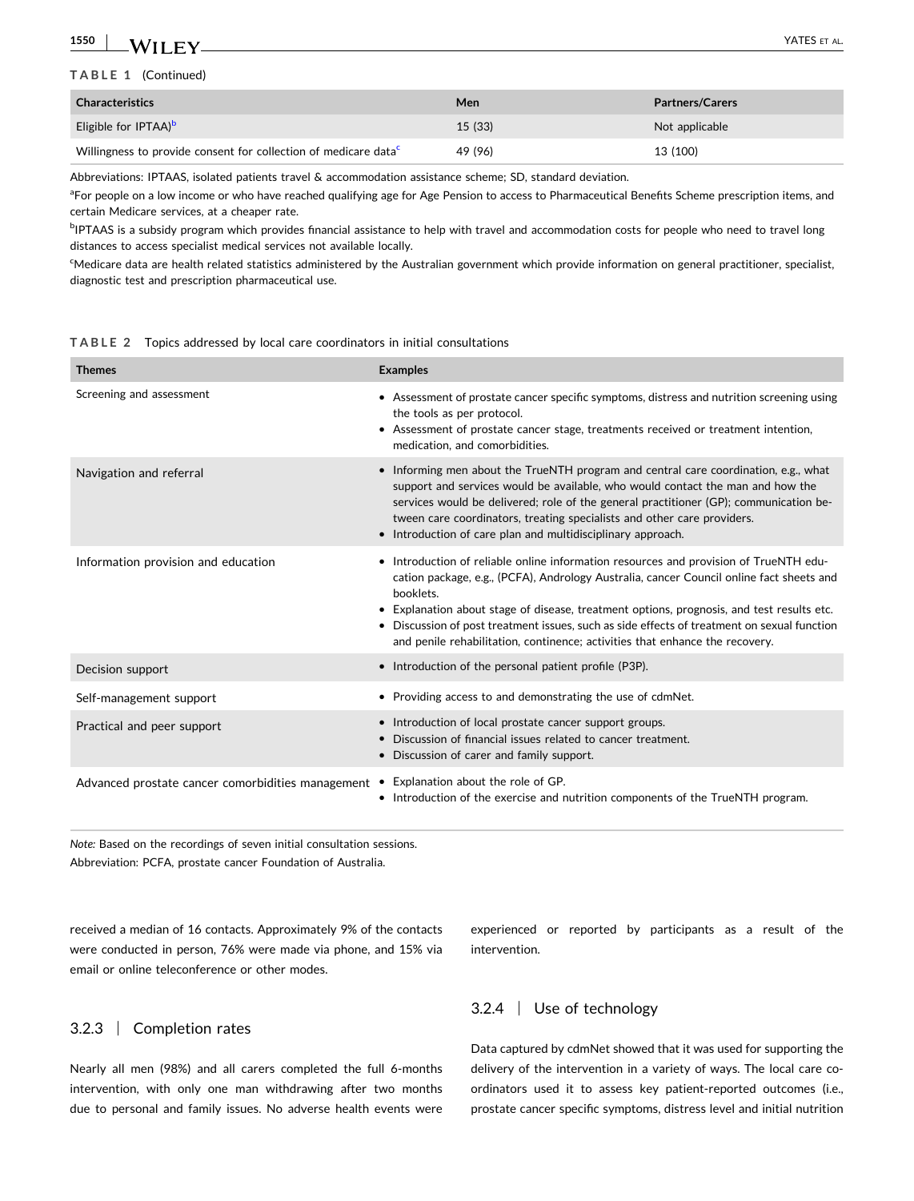**TABLE 1** (Continued)

| Characteristics | Men | Partners/Carers |
|---|---|---|
| Eligible for IPTAA)[b] | 15 (33) | Not applicable |
| Willingness to provide consent for collection of medicare data[c] | 49 (96) | 13 (100) |

Abbreviations: IPTAAS, isolated patients travel & accommodation assistance scheme; SD, standard deviation.

[a]For people on a low income or who have reached qualifying age for Age Pension to access to Pharmaceutical Benefits Scheme prescription items, and certain Medicare services, at a cheaper rate.

[b]IPTAAS is a subsidy program which provides financial assistance to help with travel and accommodation costs for people who need to travel long distances to access specialist medical services not available locally.

[c]Medicare data are health related statistics administered by the Australian government which provide information on general practitioner, specialist, diagnostic test and prescription pharmaceutical use.

**TABLE 2** Topics addressed by local care coordinators in initial consultations

| Themes | Examples |
|---|---|
| Screening and assessment | • Assessment of prostate cancer specific symptoms, distress and nutrition screening using the tools as per protocol.<br>• Assessment of prostate cancer stage, treatments received or treatment intention, medication, and comorbidities. |
| Navigation and referral | • Informing men about the TrueNTH program and central care coordination, e.g., what support and services would be available, who would contact the man and how the services would be delivered; role of the general practitioner (GP); communication between care coordinators, treating specialists and other care providers.<br>• Introduction of care plan and multidisciplinary approach. |
| Information provision and education | • Introduction of reliable online information resources and provision of TrueNTH education package, e.g., (PCFA), Andrology Australia, cancer Council online fact sheets and booklets.<br>• Explanation about stage of disease, treatment options, prognosis, and test results etc.<br>• Discussion of post treatment issues, such as side effects of treatment on sexual function and penile rehabilitation, continence; activities that enhance the recovery. |
| Decision support | • Introduction of the personal patient profile (P3P). |
| Self-management support | • Providing access to and demonstrating the use of cdmNet. |
| Practical and peer support | • Introduction of local prostate cancer support groups.<br>• Discussion of financial issues related to cancer treatment.<br>• Discussion of carer and family support. |
| Advanced prostate cancer comorbidities management | • Explanation about the role of GP.<br>• Introduction of the exercise and nutrition components of the TrueNTH program. |

*Note:* Based on the recordings of seven initial consultation sessions.
Abbreviation: PCFA, prostate cancer Foundation of Australia.

received a median of 16 contacts. Approximately 9% of the contacts were conducted in person, 76% were made via phone, and 15% via email or online teleconference or other modes.

### 3.2.3 | Completion rates

Nearly all men (98%) and all carers completed the full 6-months intervention, with only one man withdrawing after two months due to personal and family issues. No adverse health events were experienced or reported by participants as a result of the intervention.

### 3.2.4 | Use of technology

Data captured by cdmNet showed that it was used for supporting the delivery of the intervention in a variety of ways. The local care coordinators used it to assess key patient-reported outcomes (i.e., prostate cancer specific symptoms, distress level and initial nutrition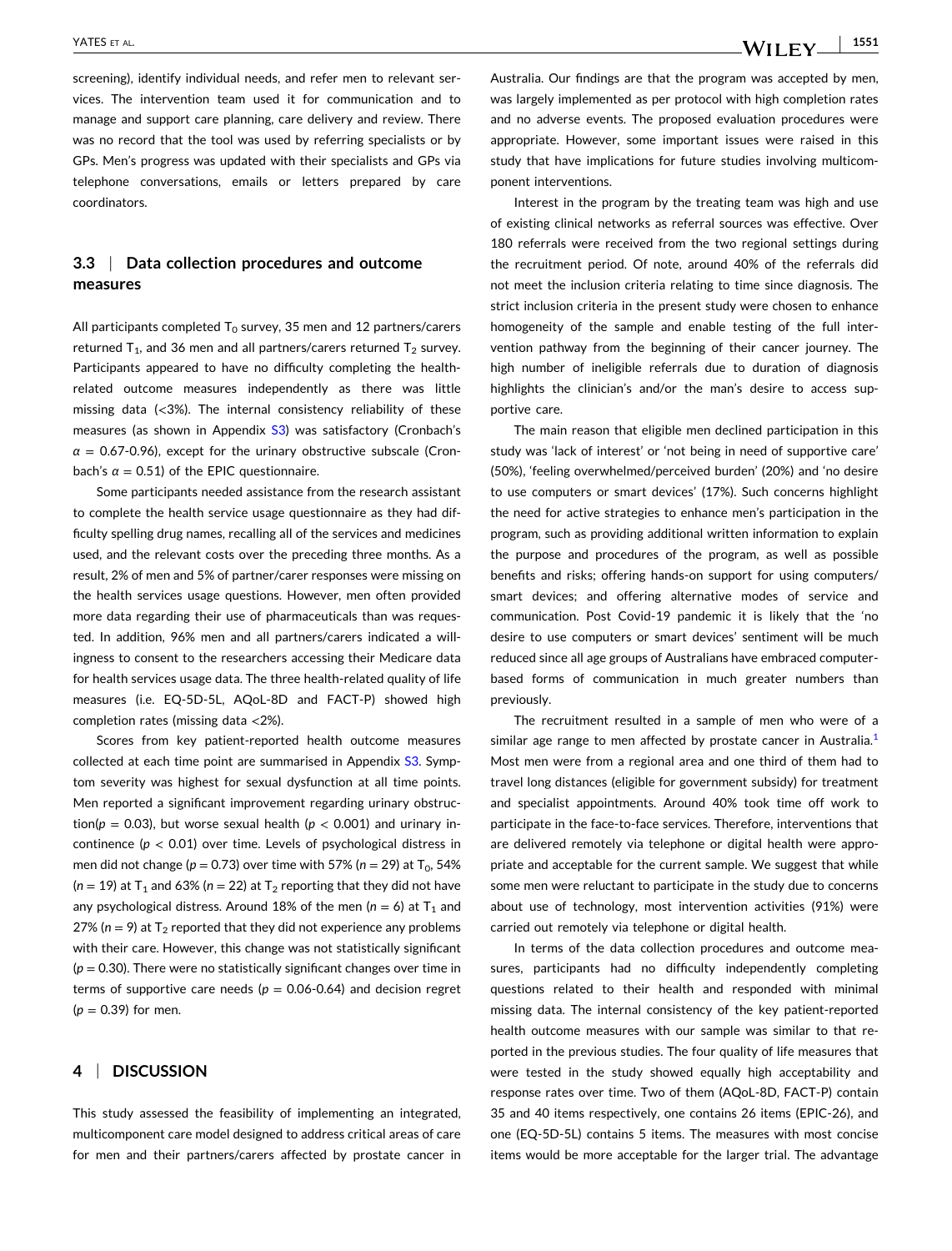screening), identify individual needs, and refer men to relevant services. The intervention team used it for communication and to manage and support care planning, care delivery and review. There was no record that the tool was used by referring specialists or by GPs. Men's progress was updated with their specialists and GPs via telephone conversations, emails or letters prepared by care coordinators.

### 3.3 | Data collection procedures and outcome measures

All participants completed $T_0$ survey, 35 men and 12 partners/carers returned $T_1$, and 36 men and all partners/carers returned $T_2$ survey. Participants appeared to have no difficulty completing the health-related outcome measures independently as there was little missing data (<3%). The internal consistency reliability of these measures (as shown in Appendix S3) was satisfactory (Cronbach's $\alpha$ = 0.67-0.96), except for the urinary obstructive subscale (Cronbach's $\alpha$ = 0.51) of the EPIC questionnaire.

Some participants needed assistance from the research assistant to complete the health service usage questionnaire as they had difficulty spelling drug names, recalling all of the services and medicines used, and the relevant costs over the preceding three months. As a result, 2% of men and 5% of partner/carer responses were missing on the health services usage questions. However, men often provided more data regarding their use of pharmaceuticals than was requested. In addition, 96% men and all partners/carers indicated a willingness to consent to the researchers accessing their Medicare data for health services usage data. The three health-related quality of life measures (i.e. EQ-5D-5L, AQoL-8D and FACT-P) showed high completion rates (missing data <2%).

Scores from key patient-reported health outcome measures collected at each time point are summarised in Appendix S3. Symptom severity was highest for sexual dysfunction at all time points. Men reported a significant improvement regarding urinary obstruction($p$ = 0.03), but worse sexual health ($p$ < 0.001) and urinary incontinence ($p$ < 0.01) over time. Levels of psychological distress in men did not change ($p$ = 0.73) over time with 57% ($n$ = 29) at $T_0$, 54% ($n$ = 19) at $T_1$ and 63% ($n$ = 22) at $T_2$ reporting that they did not have any psychological distress. Around 18% of the men ($n$ = 6) at $T_1$ and 27% ($n$ = 9) at $T_2$ reported that they did not experience any problems with their care. However, this change was not statistically significant ($p$ = 0.30). There were no statistically significant changes over time in terms of supportive care needs ($p$ = 0.06-0.64) and decision regret ($p$ = 0.39) for men.

## 4 | DISCUSSION

This study assessed the feasibility of implementing an integrated, multicomponent care model designed to address critical areas of care for men and their partners/carers affected by prostate cancer in Australia. Our findings are that the program was accepted by men, was largely implemented as per protocol with high completion rates and no adverse events. The proposed evaluation procedures were appropriate. However, some important issues were raised in this study that have implications for future studies involving multicomponent interventions.

Interest in the program by the treating team was high and use of existing clinical networks as referral sources was effective. Over 180 referrals were received from the two regional settings during the recruitment period. Of note, around 40% of the referrals did not meet the inclusion criteria relating to time since diagnosis. The strict inclusion criteria in the present study were chosen to enhance homogeneity of the sample and enable testing of the full intervention pathway from the beginning of their cancer journey. The high number of ineligible referrals due to duration of diagnosis highlights the clinician's and/or the man's desire to access supportive care.

The main reason that eligible men declined participation in this study was 'lack of interest' or 'not being in need of supportive care' (50%), 'feeling overwhelmed/perceived burden' (20%) and 'no desire to use computers or smart devices' (17%). Such concerns highlight the need for active strategies to enhance men's participation in the program, such as providing additional written information to explain the purpose and procedures of the program, as well as possible benefits and risks; offering hands-on support for using computers/smart devices; and offering alternative modes of service and communication. Post Covid-19 pandemic it is likely that the 'no desire to use computers or smart devices' sentiment will be much reduced since all age groups of Australians have embraced computer-based forms of communication in much greater numbers than previously.

The recruitment resulted in a sample of men who were of a similar age range to men affected by prostate cancer in Australia.[1] Most men were from a regional area and one third of them had to travel long distances (eligible for government subsidy) for treatment and specialist appointments. Around 40% took time off work to participate in the face-to-face services. Therefore, interventions that are delivered remotely via telephone or digital health were appropriate and acceptable for the current sample. We suggest that while some men were reluctant to participate in the study due to concerns about use of technology, most intervention activities (91%) were carried out remotely via telephone or digital health.

In terms of the data collection procedures and outcome measures, participants had no difficulty independently completing questions related to their health and responded with minimal missing data. The internal consistency of the key patient-reported health outcome measures with our sample was similar to that reported in the previous studies. The four quality of life measures that were tested in the study showed equally high acceptability and response rates over time. Two of them (AQoL-8D, FACT-P) contain 35 and 40 items respectively, one contains 26 items (EPIC-26), and one (EQ-5D-5L) contains 5 items. The measures with most concise items would be more acceptable for the larger trial. The advantage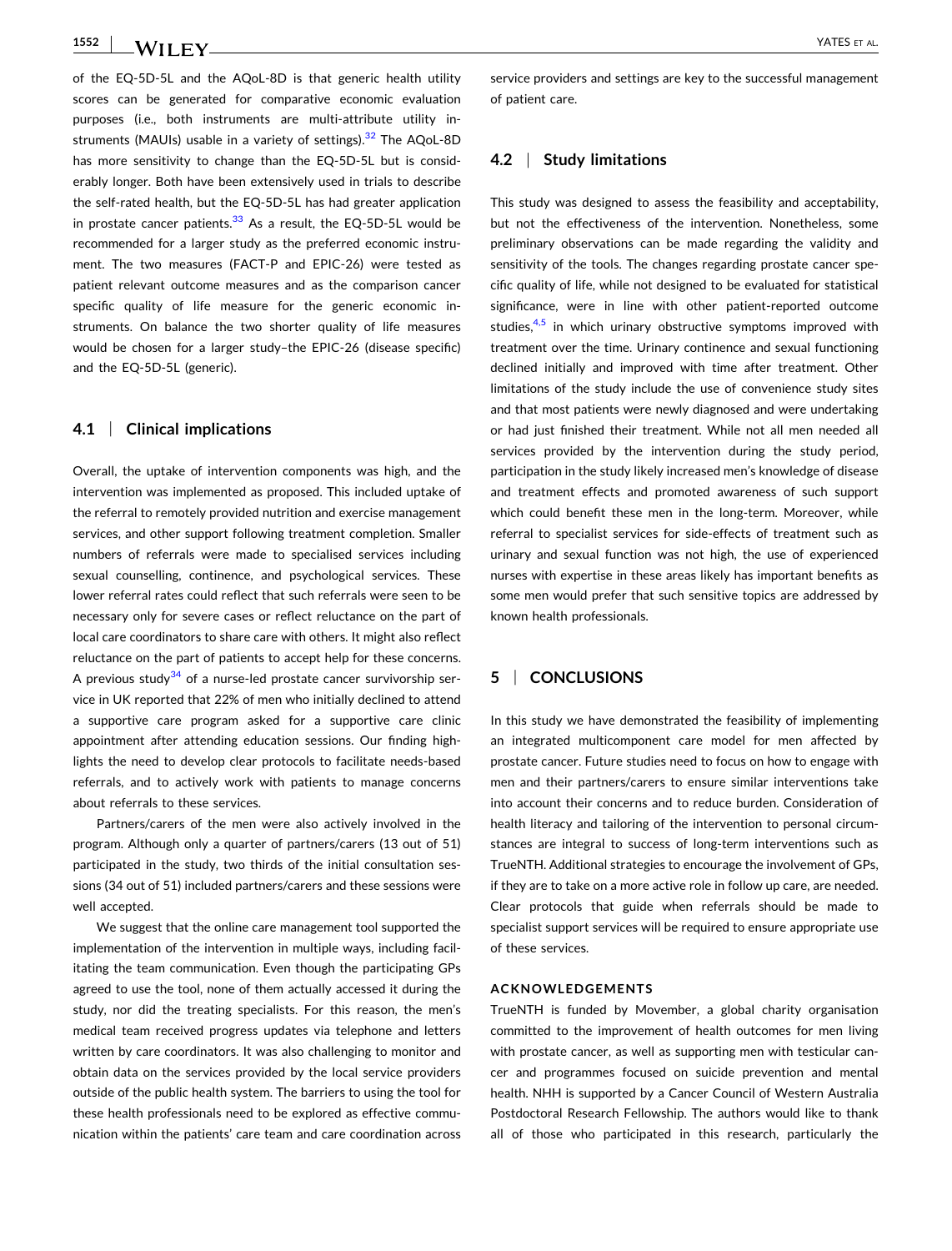of the EQ-5D-5L and the AQoL-8D is that generic health utility scores can be generated for comparative economic evaluation purposes (i.e., both instruments are multi-attribute utility instruments (MAUIs) usable in a variety of settings).[32] The AQoL-8D has more sensitivity to change than the EQ-5D-5L but is considerably longer. Both have been extensively used in trials to describe the self-rated health, but the EQ-5D-5L has had greater application in prostate cancer patients.[33] As a result, the EQ-5D-5L would be recommended for a larger study as the preferred economic instrument. The two measures (FACT-P and EPIC-26) were tested as patient relevant outcome measures and as the comparison cancer specific quality of life measure for the generic economic instruments. On balance the two shorter quality of life measures would be chosen for a larger study–the EPIC-26 (disease specific) and the EQ-5D-5L (generic).

### 4.1 | Clinical implications

Overall, the uptake of intervention components was high, and the intervention was implemented as proposed. This included uptake of the referral to remotely provided nutrition and exercise management services, and other support following treatment completion. Smaller numbers of referrals were made to specialised services including sexual counselling, continence, and psychological services. These lower referral rates could reflect that such referrals were seen to be necessary only for severe cases or reflect reluctance on the part of local care coordinators to share care with others. It might also reflect reluctance on the part of patients to accept help for these concerns. A previous study[34] of a nurse-led prostate cancer survivorship service in UK reported that 22% of men who initially declined to attend a supportive care program asked for a supportive care clinic appointment after attending education sessions. Our finding highlights the need to develop clear protocols to facilitate needs-based referrals, and to actively work with patients to manage concerns about referrals to these services.

Partners/carers of the men were also actively involved in the program. Although only a quarter of partners/carers (13 out of 51) participated in the study, two thirds of the initial consultation sessions (34 out of 51) included partners/carers and these sessions were well accepted.

We suggest that the online care management tool supported the implementation of the intervention in multiple ways, including facilitating the team communication. Even though the participating GPs agreed to use the tool, none of them actually accessed it during the study, nor did the treating specialists. For this reason, the men's medical team received progress updates via telephone and letters written by care coordinators. It was also challenging to monitor and obtain data on the services provided by the local service providers outside of the public health system. The barriers to using the tool for these health professionals need to be explored as effective communication within the patients' care team and care coordination across service providers and settings are key to the successful management of patient care.

### 4.2 | Study limitations

This study was designed to assess the feasibility and acceptability, but not the effectiveness of the intervention. Nonetheless, some preliminary observations can be made regarding the validity and sensitivity of the tools. The changes regarding prostate cancer specific quality of life, while not designed to be evaluated for statistical significance, were in line with other patient-reported outcome studies,[4,5] in which urinary obstructive symptoms improved with treatment over the time. Urinary continence and sexual functioning declined initially and improved with time after treatment. Other limitations of the study include the use of convenience study sites and that most patients were newly diagnosed and were undertaking or had just finished their treatment. While not all men needed all services provided by the intervention during the study period, participation in the study likely increased men's knowledge of disease and treatment effects and promoted awareness of such support which could benefit these men in the long-term. Moreover, while referral to specialist services for side-effects of treatment such as urinary and sexual function was not high, the use of experienced nurses with expertise in these areas likely has important benefits as some men would prefer that such sensitive topics are addressed by known health professionals.

## 5 | CONCLUSIONS

In this study we have demonstrated the feasibility of implementing an integrated multicomponent care model for men affected by prostate cancer. Future studies need to focus on how to engage with men and their partners/carers to ensure similar interventions take into account their concerns and to reduce burden. Consideration of health literacy and tailoring of the intervention to personal circumstances are integral to success of long-term interventions such as TrueNTH. Additional strategies to encourage the involvement of GPs, if they are to take on a more active role in follow up care, are needed. Clear protocols that guide when referrals should be made to specialist support services will be required to ensure appropriate use of these services.

**ACKNOWLEDGEMENTS**

TrueNTH is funded by Movember, a global charity organisation committed to the improvement of health outcomes for men living with prostate cancer, as well as supporting men with testicular cancer and programmes focused on suicide prevention and mental health. NHH is supported by a Cancer Council of Western Australia Postdoctoral Research Fellowship. The authors would like to thank all of those who participated in this research, particularly the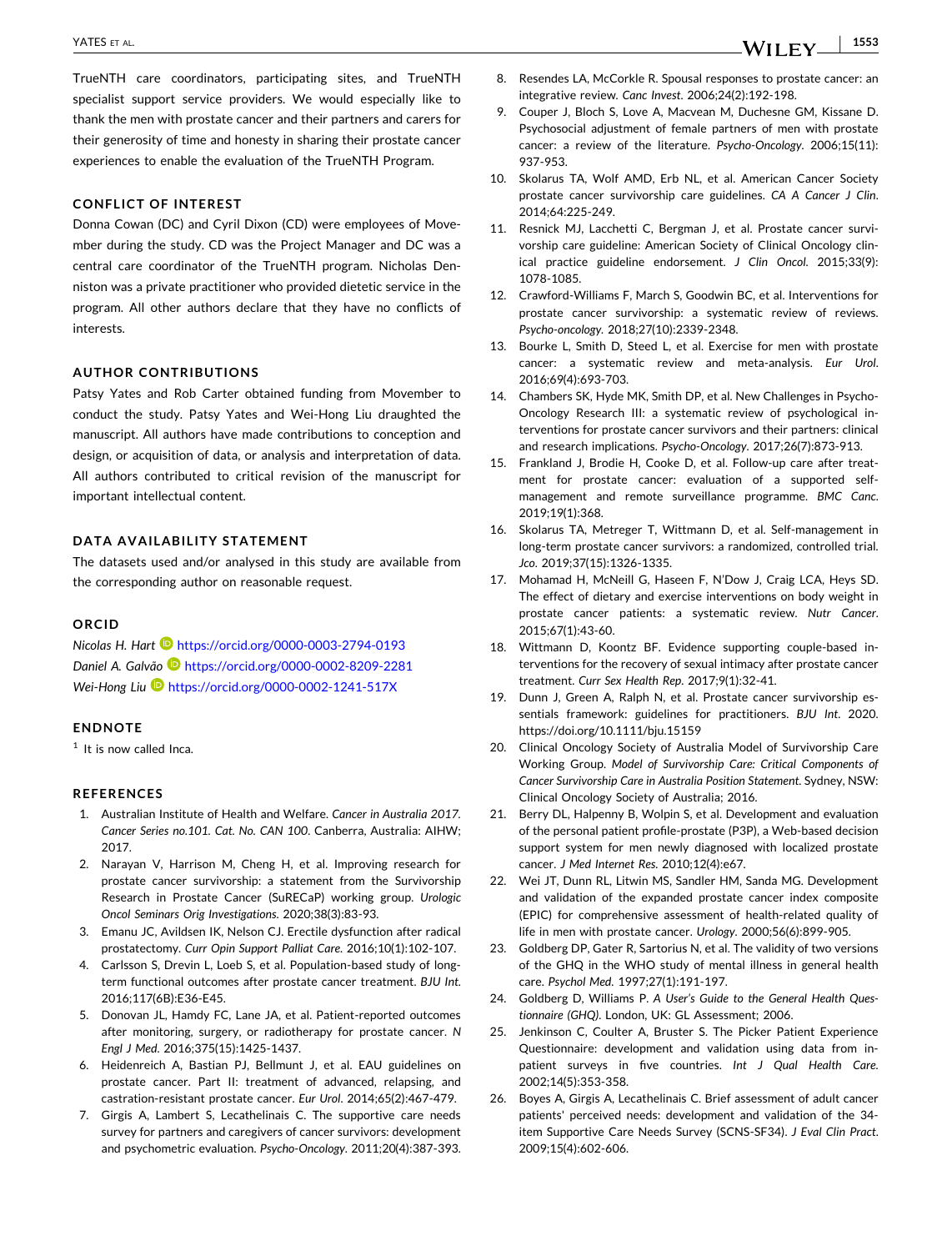TrueNTH care coordinators, participating sites, and TrueNTH specialist support service providers. We would especially like to thank the men with prostate cancer and their partners and carers for their generosity of time and honesty in sharing their prostate cancer experiences to enable the evaluation of the TrueNTH Program.

## CONFLICT OF INTEREST

Donna Cowan (DC) and Cyril Dixon (CD) were employees of Movember during the study. CD was the Project Manager and DC was a central care coordinator of the TrueNTH program. Nicholas Denniston was a private practitioner who provided dietetic service in the program. All other authors declare that they have no conflicts of interests.

## AUTHOR CONTRIBUTIONS

Patsy Yates and Rob Carter obtained funding from Movember to conduct the study. Patsy Yates and Wei-Hong Liu draughted the manuscript. All authors have made contributions to conception and design, or acquisition of data, or analysis and interpretation of data. All authors contributed to critical revision of the manuscript for important intellectual content.

## DATA AVAILABILITY STATEMENT

The datasets used and/or analysed in this study are available from the corresponding author on reasonable request.

## ORCID

*Nicolas H. Hart* https://orcid.org/0000-0003-2794-0193
*Daniel A. Galvão* https://orcid.org/0000-0002-8209-2281
*Wei-Hong Liu* https://orcid.org/0000-0002-1241-517X

## ENDNOTE

[1] It is now called Inca.

## REFERENCES

1. Australian Institute of Health and Welfare. *Cancer in Australia 2017. Cancer Series no.101. Cat. No. CAN 100*. Canberra, Australia: AIHW; 2017.
2. Narayan V, Harrison M, Cheng H, et al. Improving research for prostate cancer survivorship: a statement from the Survivorship Research in Prostate Cancer (SuRECaP) working group. *Urologic Oncol Seminars Orig Investigations*. 2020;38(3):83-93.
3. Emanu JC, Avildsen IK, Nelson CJ. Erectile dysfunction after radical prostatectomy. *Curr Opin Support Palliat Care*. 2016;10(1):102-107.
4. Carlsson S, Drevin L, Loeb S, et al. Population-based study of long-term functional outcomes after prostate cancer treatment. *BJU Int*. 2016;117(6B):E36-E45.
5. Donovan JL, Hamdy FC, Lane JA, et al. Patient-reported outcomes after monitoring, surgery, or radiotherapy for prostate cancer. *N Engl J Med*. 2016;375(15):1425-1437.
6. Heidenreich A, Bastian PJ, Bellmunt J, et al. EAU guidelines on prostate cancer. Part II: treatment of advanced, relapsing, and castration-resistant prostate cancer. *Eur Urol*. 2014;65(2):467-479.
7. Girgis A, Lambert S, Lecathelinais C. The supportive care needs survey for partners and caregivers of cancer survivors: development and psychometric evaluation. *Psycho-Oncology*. 2011;20(4):387-393.
8. Resendes LA, McCorkle R. Spousal responses to prostate cancer: an integrative review. *Canc Invest*. 2006;24(2):192-198.
9. Couper J, Bloch S, Love A, Macvean M, Duchesne GM, Kissane D. Psychosocial adjustment of female partners of men with prostate cancer: a review of the literature. *Psycho-Oncology*. 2006;15(11): 937-953.
10. Skolarus TA, Wolf AMD, Erb NL, et al. American Cancer Society prostate cancer survivorship care guidelines. *CA A Cancer J Clin*. 2014;64:225-249.
11. Resnick MJ, Lacchetti C, Bergman J, et al. Prostate cancer survivorship care guideline: American Society of Clinical Oncology clinical practice guideline endorsement. *J Clin Oncol*. 2015;33(9): 1078-1085.
12. Crawford-Williams F, March S, Goodwin BC, et al. Interventions for prostate cancer survivorship: a systematic review of reviews. *Psycho-oncology*. 2018;27(10):2339-2348.
13. Bourke L, Smith D, Steed L, et al. Exercise for men with prostate cancer: a systematic review and meta-analysis. *Eur Urol*. 2016;69(4):693-703.
14. Chambers SK, Hyde MK, Smith DP, et al. New Challenges in Psycho-Oncology Research III: a systematic review of psychological interventions for prostate cancer survivors and their partners: clinical and research implications. *Psycho-Oncology*. 2017;26(7):873-913.
15. Frankland J, Brodie H, Cooke D, et al. Follow-up care after treatment for prostate cancer: evaluation of a supported self-management and remote surveillance programme. *BMC Canc*. 2019;19(1):368.
16. Skolarus TA, Metreger T, Wittmann D, et al. Self-management in long-term prostate cancer survivors: a randomized, controlled trial. *Jco*. 2019;37(15):1326-1335.
17. Mohamad H, McNeill G, Haseen F, N'Dow J, Craig LCA, Heys SD. The effect of dietary and exercise interventions on body weight in prostate cancer patients: a systematic review. *Nutr Cancer*. 2015;67(1):43-60.
18. Wittmann D, Koontz BF. Evidence supporting couple-based interventions for the recovery of sexual intimacy after prostate cancer treatment. *Curr Sex Health Rep*. 2017;9(1):32-41.
19. Dunn J, Green A, Ralph N, et al. Prostate cancer survivorship essentials framework: guidelines for practitioners. *BJU Int*. 2020. https://doi.org/10.1111/bju.15159
20. Clinical Oncology Society of Australia Model of Survivorship Care Working Group. *Model of Survivorship Care: Critical Components of Cancer Survivorship Care in Australia Position Statement*. Sydney, NSW: Clinical Oncology Society of Australia; 2016.
21. Berry DL, Halpenny B, Wolpin S, et al. Development and evaluation of the personal patient profile-prostate (P3P), a Web-based decision support system for men newly diagnosed with localized prostate cancer. *J Med Internet Res*. 2010;12(4):e67.
22. Wei JT, Dunn RL, Litwin MS, Sandler HM, Sanda MG. Development and validation of the expanded prostate cancer index composite (EPIC) for comprehensive assessment of health-related quality of life in men with prostate cancer. *Urology*. 2000;56(6):899-905.
23. Goldberg DP, Gater R, Sartorius N, et al. The validity of two versions of the GHQ in the WHO study of mental illness in general health care. *Psychol Med*. 1997;27(1):191-197.
24. Goldberg D, Williams P. *A User's Guide to the General Health Questionnaire (GHQ)*. London, UK: GL Assessment; 2006.
25. Jenkinson C, Coulter A, Bruster S. The Picker Patient Experience Questionnaire: development and validation using data from in-patient surveys in five countries. *Int J Qual Health Care*. 2002;14(5):353-358.
26. Boyes A, Girgis A, Lecathelinais C. Brief assessment of adult cancer patients' perceived needs: development and validation of the 34-item Supportive Care Needs Survey (SCNS-SF34). *J Eval Clin Pract*. 2009;15(4):602-606.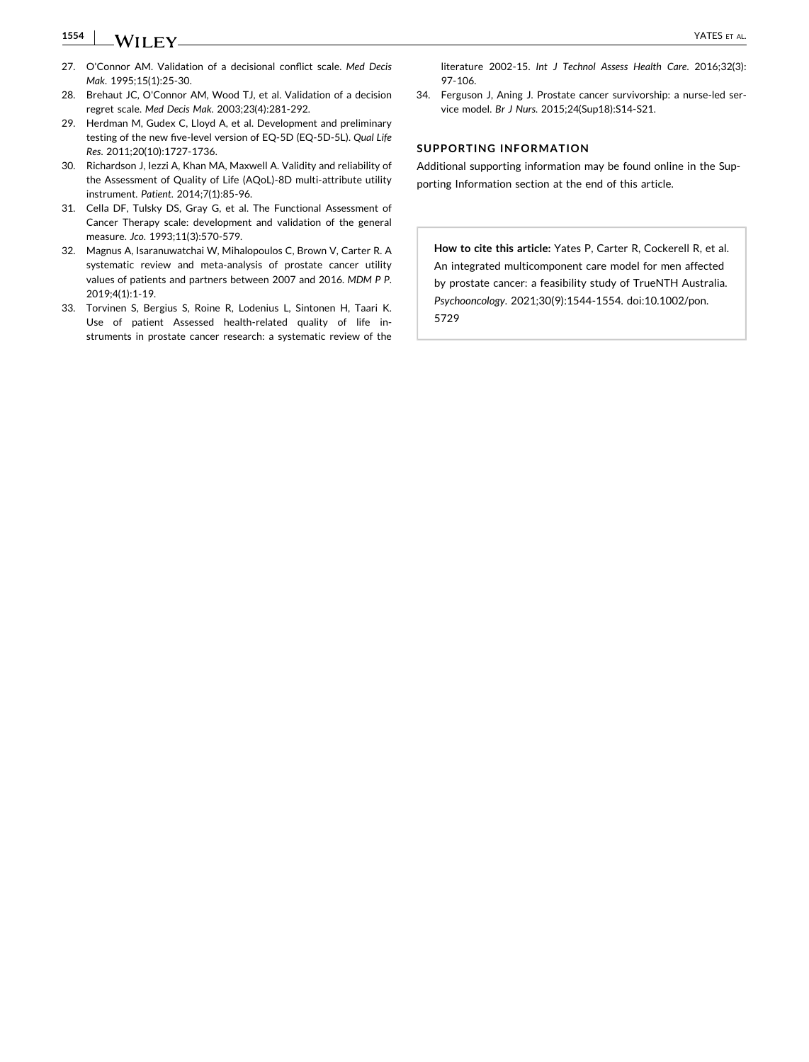27. O'Connor AM. Validation of a decisional conflict scale. *Med Decis Mak*. 1995;15(1):25-30.
28. Brehaut JC, O'Connor AM, Wood TJ, et al. Validation of a decision regret scale. *Med Decis Mak*. 2003;23(4):281-292.
29. Herdman M, Gudex C, Lloyd A, et al. Development and preliminary testing of the new five-level version of EQ-5D (EQ-5D-5L). *Qual Life Res*. 2011;20(10):1727-1736.
30. Richardson J, Iezzi A, Khan MA, Maxwell A. Validity and reliability of the Assessment of Quality of Life (AQoL)-8D multi-attribute utility instrument. *Patient*. 2014;7(1):85-96.
31. Cella DF, Tulsky DS, Gray G, et al. The Functional Assessment of Cancer Therapy scale: development and validation of the general measure. *Jco*. 1993;11(3):570-579.
32. Magnus A, Isaranuwatchai W, Mihalopoulos C, Brown V, Carter R. A systematic review and meta-analysis of prostate cancer utility values of patients and partners between 2007 and 2016. *MDM P P*. 2019;4(1):1-19.
33. Torvinen S, Bergius S, Roine R, Lodenius L, Sintonen H, Taari K. Use of patient Assessed health-related quality of life instruments in prostate cancer research: a systematic review of the literature 2002-15. *Int J Technol Assess Health Care*. 2016;32(3): 97-106.
34. Ferguson J, Aning J. Prostate cancer survivorship: a nurse-led service model. *Br J Nurs*. 2015;24(Sup18):S14-S21.

## SUPPORTING INFORMATION

Additional supporting information may be found online in the Supporting Information section at the end of this article.

**How to cite this article:** Yates P, Carter R, Cockerell R, et al. An integrated multicomponent care model for men affected by prostate cancer: a feasibility study of TrueNTH Australia. *Psychooncology*. 2021;30(9):1544-1554. doi:10.1002/pon.5729